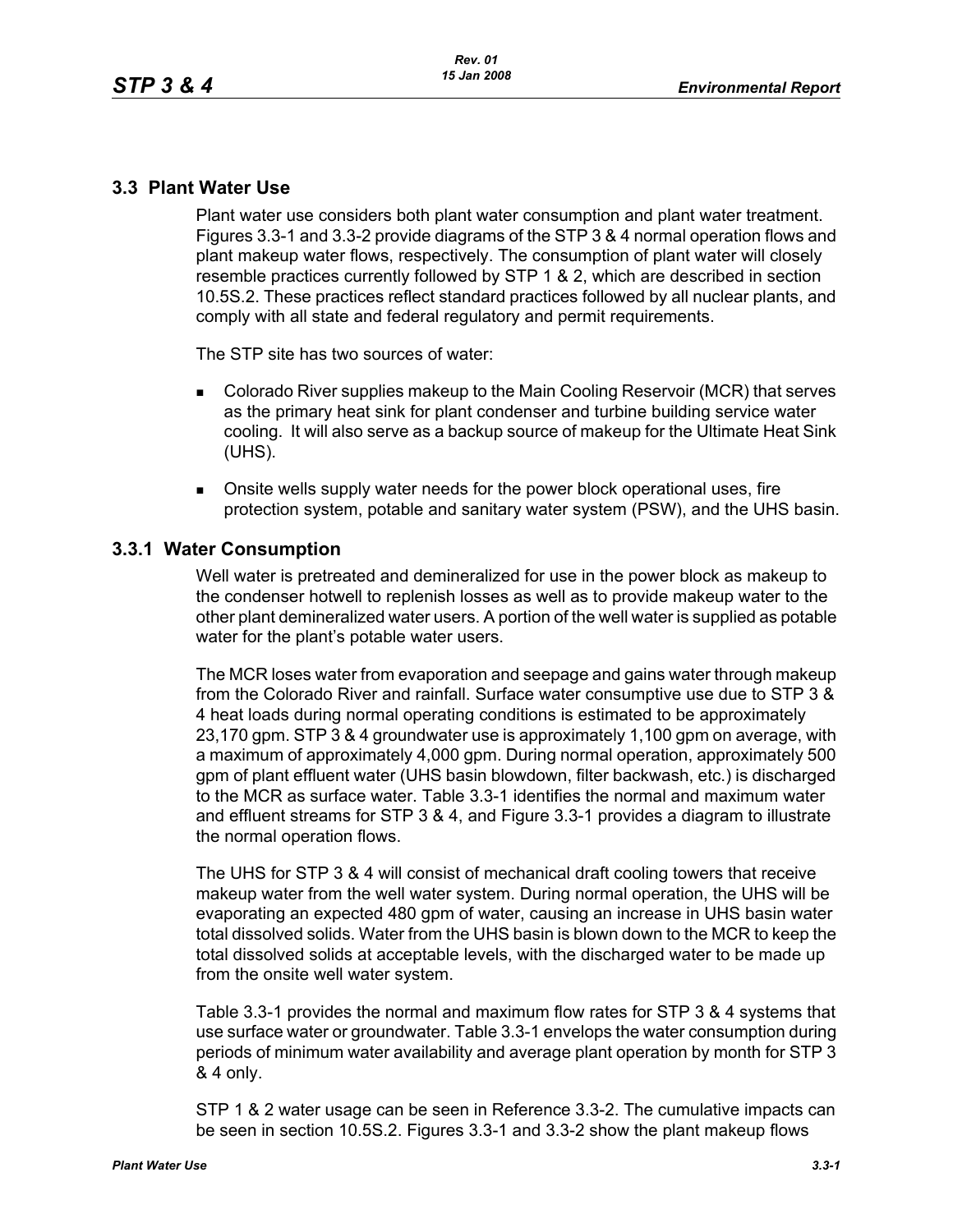## 3.3 Plant Water Use

Plant water use considers both plant water consumption and plant water treatment. Figures 3.3-1 and 3.3-2 provide diagrams of the STP 3 & 4 normal operation flows and plant makeup water flows, respectively. The consumption of plant water will closely resemble practices currently followed by STP 1 & 2, which are described in section 10.5S.2. These practices reflect standard practices followed by all nuclear plants, and comply with all state and federal regulatory and permit requirements.

The STP site has two sources of water:

- Colorado River supplies makeup to the Main Cooling Reservoir (MCR) that serves as the primary heat sink for plant condenser and turbine building service water cooling. It will also serve as a backup source of makeup for the Ultimate Heat Sink (UHS).
- Onsite wells supply water needs for the power block operational uses, fire protection system, potable and sanitary water system (PSW), and the UHS basin.

### 3.3.1 Water Consumption

Well water is pretreated and demineralized for use in the power block as makeup to the condenser hotwell to replenish losses as well as to provide makeup water to the other plant demineralized water users. A portion of the well water is supplied as potable water for the plant's potable water users.

The MCR loses water from evaporation and seepage and gains water through makeup from the Colorado River and rainfall. Surface water consumptive use due to STP 3 & 4 heat loads during normal operating conditions is estimated to be approximately 23,170 gpm. STP 3 & 4 groundwater use is approximately 1,100 gpm on average, with a maximum of approximately 4,000 gpm. During normal operation, approximately 500 gpm of plant effluent water (UHS basin blowdown, filter backwash, etc.) is discharged to the MCR as surface water. Table 3.3-1 identifies the normal and maximum water and effluent streams for STP 3 & 4, and Figure 3.3-1 provides a diagram to illustrate the normal operation flows.

The UHS for STP 3 & 4 will consist of mechanical draft cooling towers that receive makeup water from the well water system. During normal operation, the UHS will be evaporating an expected 480 gpm of water, causing an increase in UHS basin water total dissolved solids. Water from the UHS basin is blown down to the MCR to keep the total dissolved solids at acceptable levels, with the discharged water to be made up from the onsite well water system.

Table 3.3-1 provides the normal and maximum flow rates for STP 3 & 4 systems that use surface water or groundwater. Table 3.3-1 envelops the water consumption during periods of minimum water availability and average plant operation by month for STP 3 & 4 only.

STP 1 & 2 water usage can be seen in Reference 3.3-2. The cumulative impacts can be seen in section 10.5S.2. Figures 3.3-1 and 3.3-2 show the plant makeup flows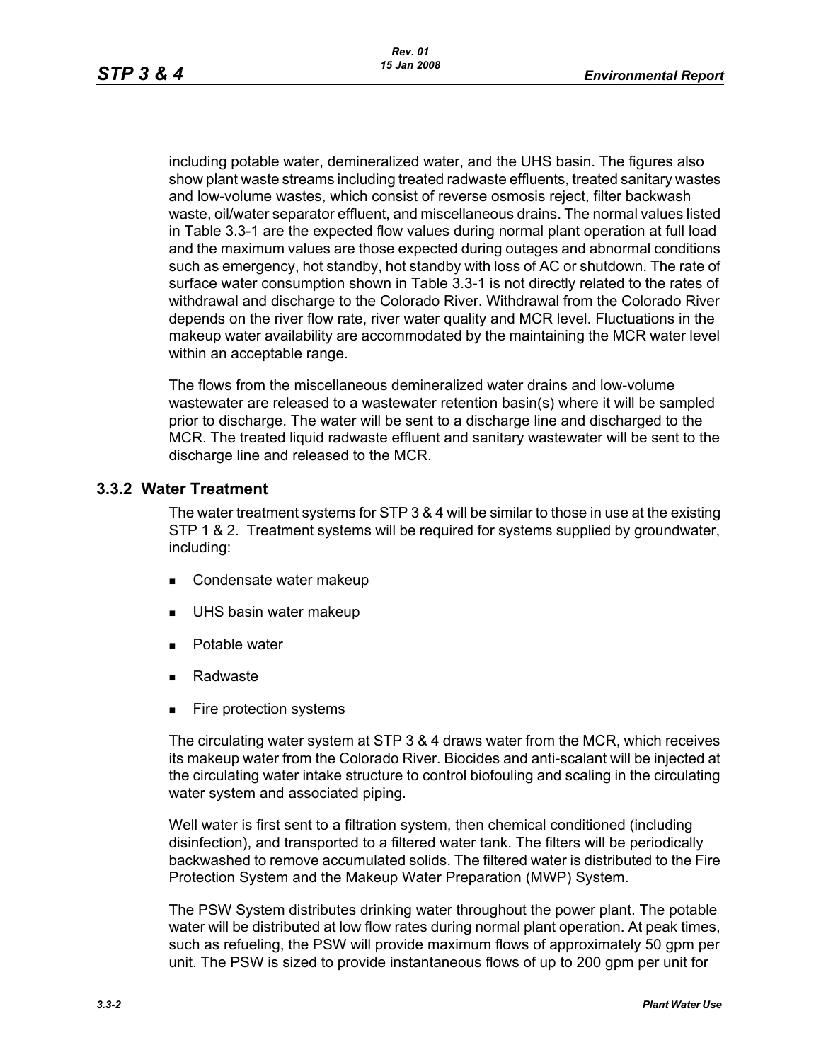including potable water, demineralized water, and the UHS basin. The figures also show plant waste streams including treated radwaste effluents, treated sanitary wastes and low-volume wastes, which consist of reverse osmosis reject, filter backwash waste, oil/water separator effluent, and miscellaneous drains. The normal values listed in Table 3.3-1 are the expected flow values during normal plant operation at full load and the maximum values are those expected during outages and abnormal conditions such as emergency, hot standby, hot standby with loss of AC or shutdown. The rate of surface water consumption shown in Table 3.3-1 is not directly related to the rates of withdrawal and discharge to the Colorado River. Withdrawal from the Colorado River depends on the river flow rate, river water quality and MCR level. Fluctuations in the makeup water availability are accommodated by the maintaining the MCR water level within an acceptable range.

The flows from the miscellaneous demineralized water drains and low-volume wastewater are released to a wastewater retention basin(s) where it will be sampled prior to discharge. The water will be sent to a discharge line and discharged to the MCR. The treated liquid radwaste effluent and sanitary wastewater will be sent to the discharge line and released to the MCR.

### 3.3.2 Water Treatment

The water treatment systems for STP 3 & 4 will be similar to those in use at the existing STP 1 & 2. Treatment systems will be required for systems supplied by groundwater, including:

- Condensate water makeup
- UHS basin water makeup
- Potable water
- Radwaste
- Fire protection systems

The circulating water system at STP 3 & 4 draws water from the MCR, which receives its makeup water from the Colorado River. Biocides and anti-scalant will be injected at the circulating water intake structure to control biofouling and scaling in the circulating water system and associated piping.

Well water is first sent to a filtration system, then chemical conditioned (including disinfection), and transported to a filtered water tank. The filters will be periodically backwashed to remove accumulated solids. The filtered water is distributed to the Fire Protection System and the Makeup Water Preparation (MWP) System.

The PSW System distributes drinking water throughout the power plant. The potable water will be distributed at low flow rates during normal plant operation. At peak times, such as refueling, the PSW will provide maximum flows of approximately 50 gpm per unit. The PSW is sized to provide instantaneous flows of up to 200 gpm per unit for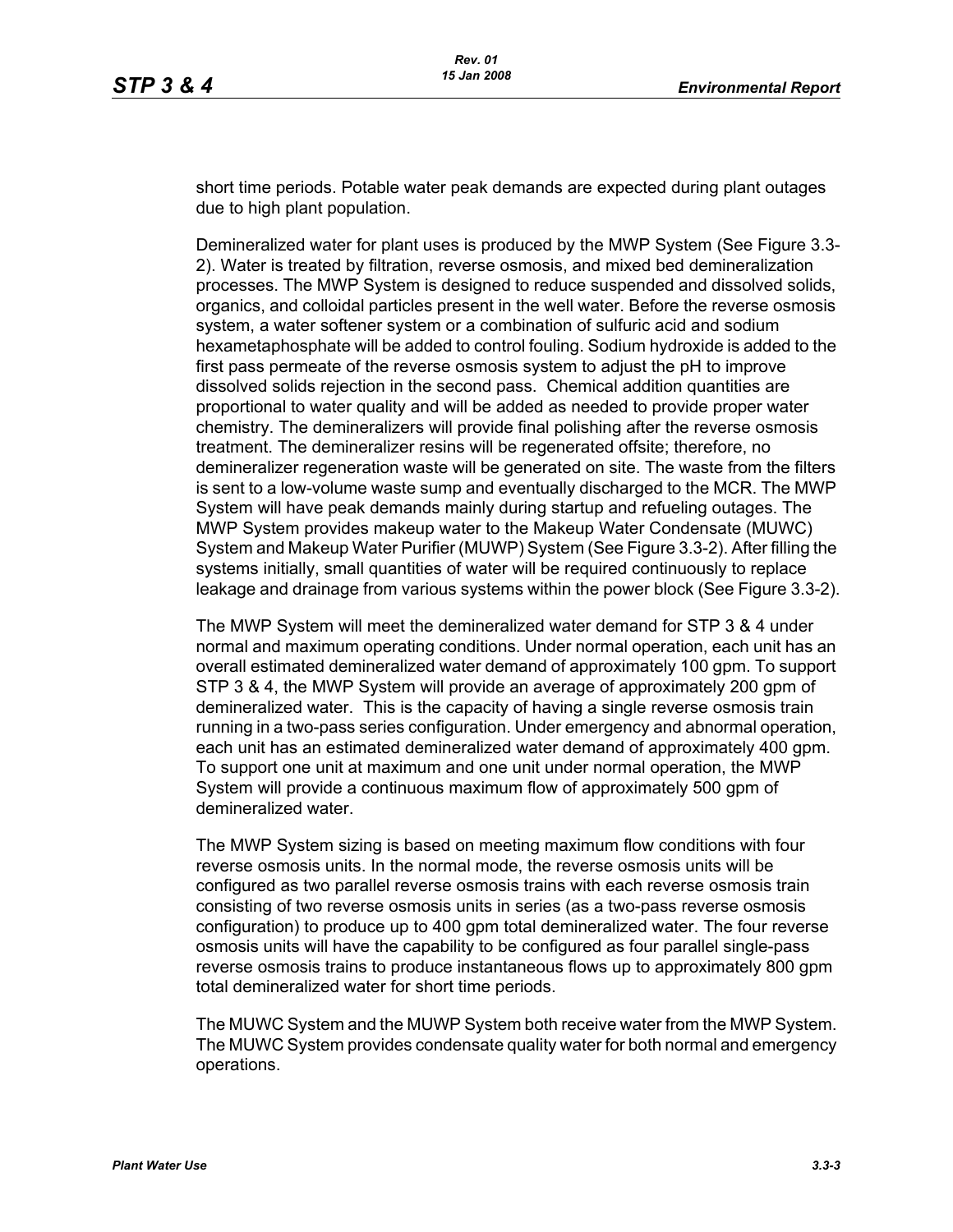short time periods. Potable water peak demands are expected during plant outages due to high plant population.

Demineralized water for plant uses is produced by the MWP System (See Figure 3.3-2). Water is treated by filtration, reverse osmosis, and mixed bed demineralization processes. The MWP System is designed to reduce suspended and dissolved solids, organics, and colloidal particles present in the well water. Before the reverse osmosis system, a water softener system or a combination of sulfuric acid and sodium hexametaphosphate will be added to control fouling. Sodium hydroxide is added to the first pass permeate of the reverse osmosis system to adjust the pH to improve dissolved solids rejection in the second pass. Chemical addition quantities are proportional to water quality and will be added as needed to provide proper water chemistry. The demineralizers will provide final polishing after the reverse osmosis treatment. The demineralizer resins will be regenerated offsite; therefore, no demineralizer regeneration waste will be generated on site. The waste from the filters is sent to a low-volume waste sump and eventually discharged to the MCR. The MWP System will have peak demands mainly during startup and refueling outages. The MWP System provides makeup water to the Makeup Water Condensate (MUWC) System and Makeup Water Purifier (MUWP) System (See Figure 3.3-2). After filling the systems initially, small quantities of water will be required continuously to replace leakage and drainage from various systems within the power block (See Figure 3.3-2).

The MWP System will meet the demineralized water demand for STP 3 & 4 under normal and maximum operating conditions. Under normal operation, each unit has an overall estimated demineralized water demand of approximately 100 gpm. To support STP 3 & 4, the MWP System will provide an average of approximately 200 gpm of demineralized water. This is the capacity of having a single reverse osmosis train running in a two-pass series configuration. Under emergency and abnormal operation, each unit has an estimated demineralized water demand of approximately 400 gpm. To support one unit at maximum and one unit under normal operation, the MWP System will provide a continuous maximum flow of approximately 500 gpm of demineralized water.

The MWP System sizing is based on meeting maximum flow conditions with four reverse osmosis units. In the normal mode, the reverse osmosis units will be configured as two parallel reverse osmosis trains with each reverse osmosis train consisting of two reverse osmosis units in series (as a two-pass reverse osmosis configuration) to produce up to 400 gpm total demineralized water. The four reverse osmosis units will have the capability to be configured as four parallel single-pass reverse osmosis trains to produce instantaneous flows up to approximately 800 gpm total demineralized water for short time periods.

The MUWC System and the MUWP System both receive water from the MWP System. The MUWC System provides condensate quality water for both normal and emergency operations.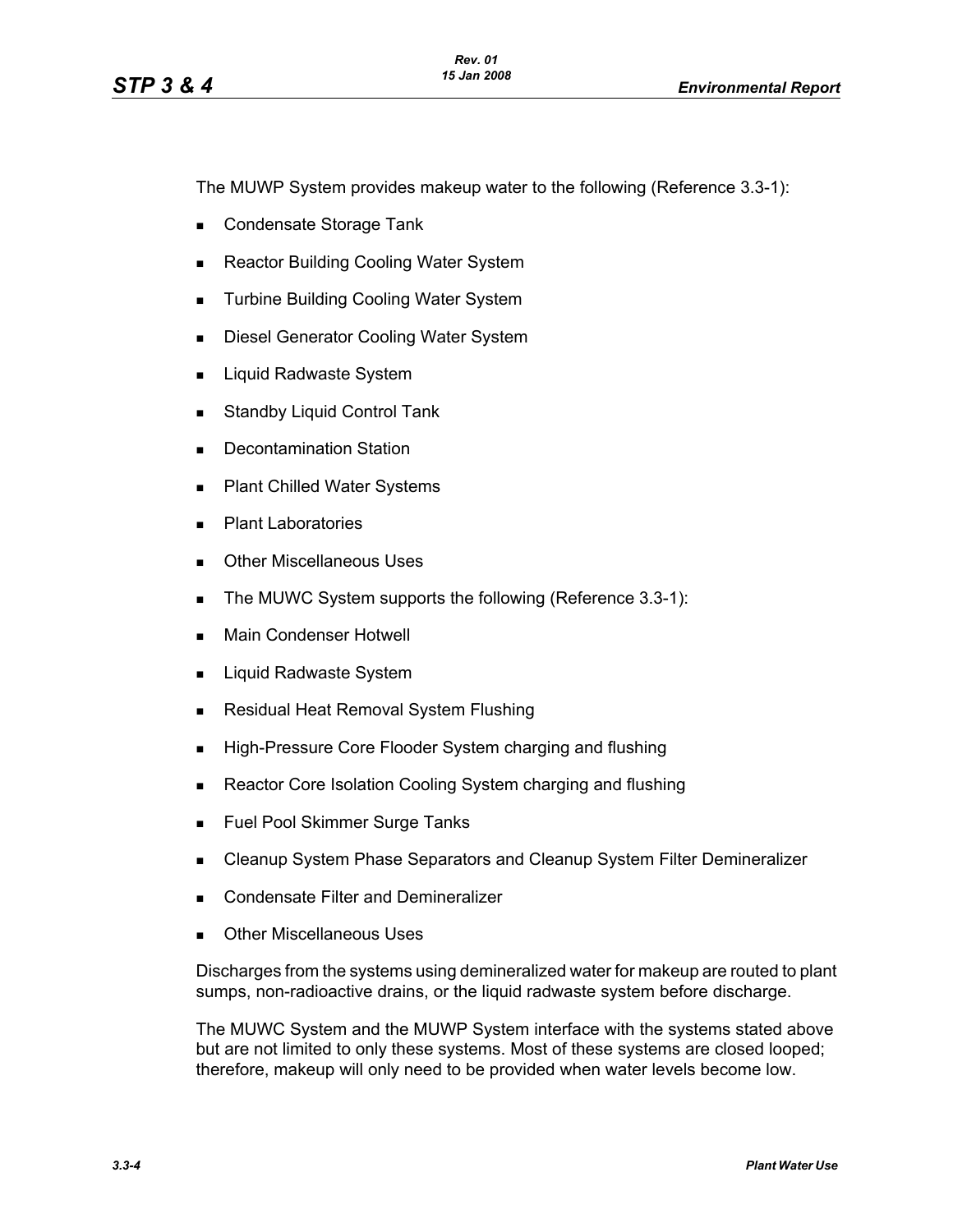The MUWP System provides makeup water to the following (Reference 3.3-1):

- Condensate Storage Tank
- Reactor Building Cooling Water System
- Turbine Building Cooling Water System
- Diesel Generator Cooling Water System
- Liquid Radwaste System
- Standby Liquid Control Tank
- Decontamination Station
- Plant Chilled Water Systems
- Plant Laboratories
- Other Miscellaneous Uses
- The MUWC System supports the following (Reference 3.3-1):
- Main Condenser Hotwell
- Liquid Radwaste System
- Residual Heat Removal System Flushing
- High-Pressure Core Flooder System charging and flushing
- Reactor Core Isolation Cooling System charging and flushing
- Fuel Pool Skimmer Surge Tanks
- Cleanup System Phase Separators and Cleanup System Filter Demineralizer
- Condensate Filter and Demineralizer
- Other Miscellaneous Uses

Discharges from the systems using demineralized water for makeup are routed to plant sumps, non-radioactive drains, or the liquid radwaste system before discharge.

The MUWC System and the MUWP System interface with the systems stated above but are not limited to only these systems. Most of these systems are closed looped; therefore, makeup will only need to be provided when water levels become low.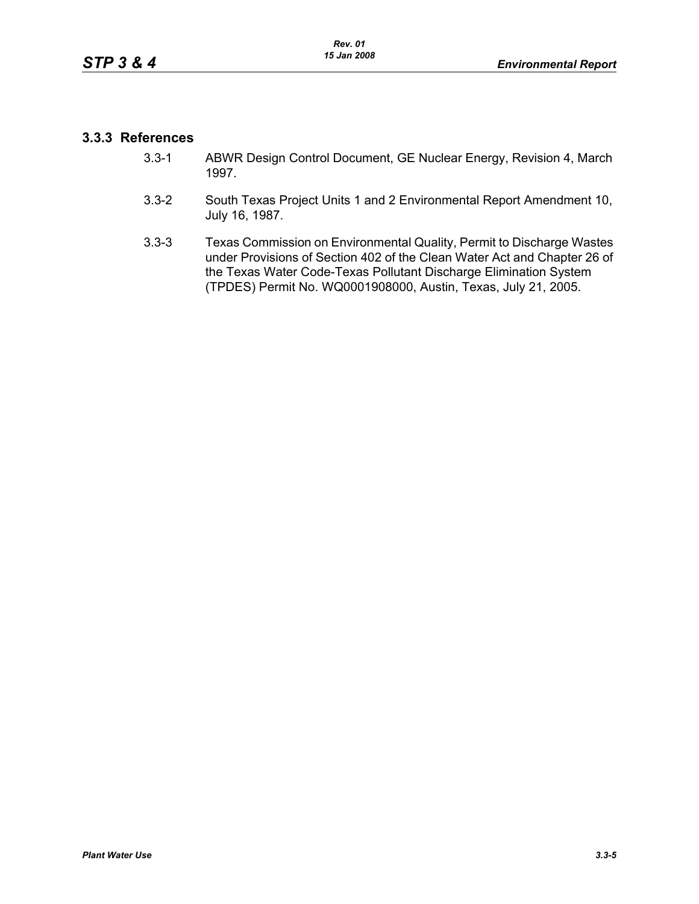### 3.3.3 References

3.3-1 ABWR Design Control Document, GE Nuclear Energy, Revision 4, March 1997.

3.3-2 South Texas Project Units 1 and 2 Environmental Report Amendment 10, July 16, 1987.

3.3-3 Texas Commission on Environmental Quality, Permit to Discharge Wastes under Provisions of Section 402 of the Clean Water Act and Chapter 26 of the Texas Water Code-Texas Pollutant Discharge Elimination System (TPDES) Permit No. WQ0001908000, Austin, Texas, July 21, 2005.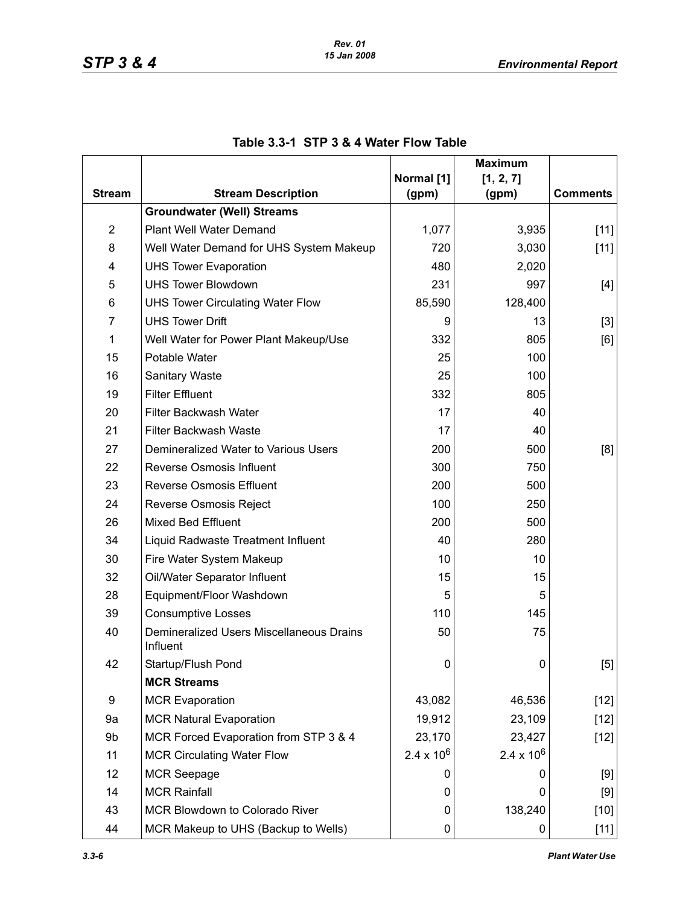## Table 3.3-1 STP 3 & 4 Water Flow Table

| Stream | Stream Description | Normal [1] (gpm) | Maximum [1, 2, 7] (gpm) | Comments |
|---|---|---|---|---|
| | **Groundwater (Well) Streams** | | | |
| 2 | Plant Well Water Demand | 1,077 | 3,935 | [11] |
| 8 | Well Water Demand for UHS System Makeup | 720 | 3,030 | [11] |
| 4 | UHS Tower Evaporation | 480 | 2,020 | |
| 5 | UHS Tower Blowdown | 231 | 997 | [4] |
| 6 | UHS Tower Circulating Water Flow | 85,590 | 128,400 | |
| 7 | UHS Tower Drift | 9 | 13 | [3] |
| 1 | Well Water for Power Plant Makeup/Use | 332 | 805 | [6] |
| 15 | Potable Water | 25 | 100 | |
| 16 | Sanitary Waste | 25 | 100 | |
| 19 | Filter Effluent | 332 | 805 | |
| 20 | Filter Backwash Water | 17 | 40 | |
| 21 | Filter Backwash Waste | 17 | 40 | |
| 27 | Demineralized Water to Various Users | 200 | 500 | [8] |
| 22 | Reverse Osmosis Influent | 300 | 750 | |
| 23 | Reverse Osmosis Effluent | 200 | 500 | |
| 24 | Reverse Osmosis Reject | 100 | 250 | |
| 26 | Mixed Bed Effluent | 200 | 500 | |
| 34 | Liquid Radwaste Treatment Influent | 40 | 280 | |
| 30 | Fire Water System Makeup | 10 | 10 | |
| 32 | Oil/Water Separator Influent | 15 | 15 | |
| 28 | Equipment/Floor Washdown | 5 | 5 | |
| 39 | Consumptive Losses | 110 | 145 | |
| 40 | Demineralized Users Miscellaneous Drains Influent | 50 | 75 | |
| 42 | Startup/Flush Pond | 0 | 0 | [5] |
| | **MCR Streams** | | | |
| 9 | MCR Evaporation | 43,082 | 46,536 | [12] |
| 9a | MCR Natural Evaporation | 19,912 | 23,109 | [12] |
| 9b | MCR Forced Evaporation from STP 3 & 4 | 23,170 | 23,427 | [12] |
| 11 | MCR Circulating Water Flow | $2.4 \times 10^6$ | $2.4 \times 10^6$ | |
| 12 | MCR Seepage | 0 | 0 | [9] |
| 14 | MCR Rainfall | 0 | 0 | [9] |
| 43 | MCR Blowdown to Colorado River | 0 | 138,240 | [10] |
| 44 | MCR Makeup to UHS (Backup to Wells) | 0 | 0 | [11] |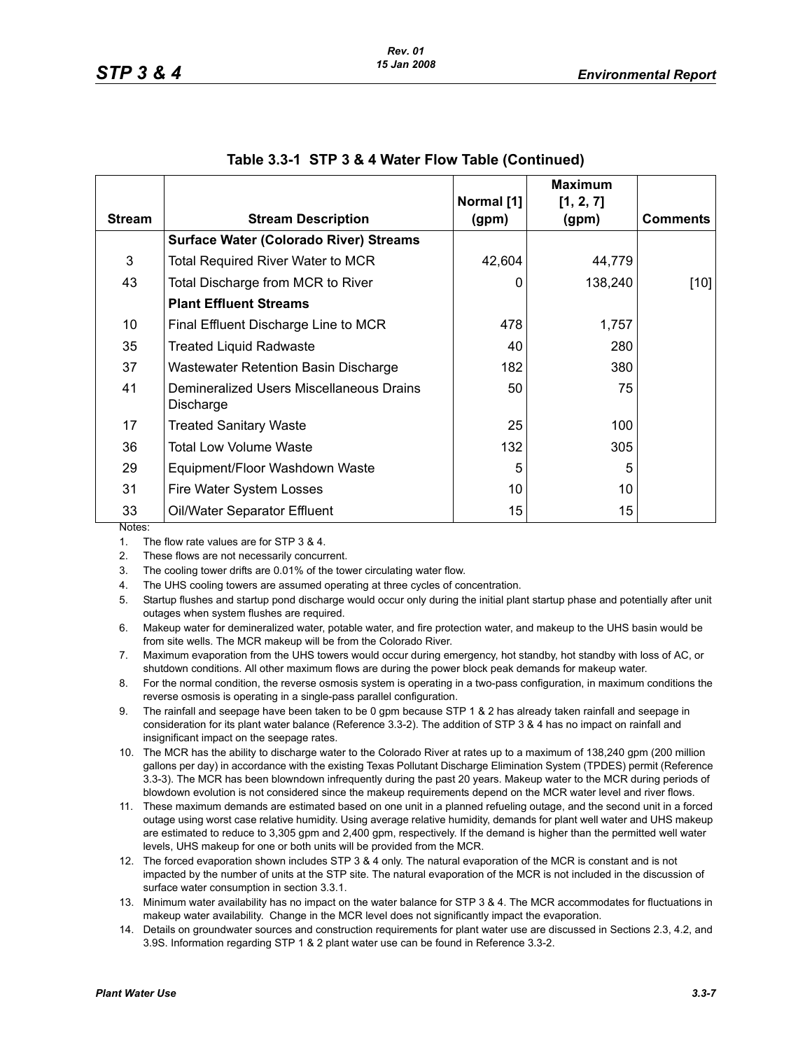## Table 3.3-1 STP 3 & 4 Water Flow Table (Continued)

| Stream | Stream Description | Normal [1] (gpm) | Maximum [1, 2, 7] (gpm) | Comments |
|---|---|---|---|---|
| | **Surface Water (Colorado River) Streams** | | | |
| 3 | Total Required River Water to MCR | 42,604 | 44,779 | |
| 43 | Total Discharge from MCR to River | 0 | 138,240 | [10] |
| | **Plant Effluent Streams** | | | |
| 10 | Final Effluent Discharge Line to MCR | 478 | 1,757 | |
| 35 | Treated Liquid Radwaste | 40 | 280 | |
| 37 | Wastewater Retention Basin Discharge | 182 | 380 | |
| 41 | Demineralized Users Miscellaneous Drains Discharge | 50 | 75 | |
| 17 | Treated Sanitary Waste | 25 | 100 | |
| 36 | Total Low Volume Waste | 132 | 305 | |
| 29 | Equipment/Floor Washdown Waste | 5 | 5 | |
| 31 | Fire Water System Losses | 10 | 10 | |
| 33 | Oil/Water Separator Effluent | 15 | 15 | |

Notes:

1. The flow rate values are for STP 3 & 4.
2. These flows are not necessarily concurrent.
3. The cooling tower drifts are 0.01% of the tower circulating water flow.
4. The UHS cooling towers are assumed operating at three cycles of concentration.
5. Startup flushes and startup pond discharge would occur only during the initial plant startup phase and potentially after unit outages when system flushes are required.
6. Makeup water for demineralized water, potable water, and fire protection water, and makeup to the UHS basin would be from site wells. The MCR makeup will be from the Colorado River.
7. Maximum evaporation from the UHS towers would occur during emergency, hot standby, hot standby with loss of AC, or shutdown conditions. All other maximum flows are during the power block peak demands for makeup water.
8. For the normal condition, the reverse osmosis system is operating in a two-pass configuration, in maximum conditions the reverse osmosis is operating in a single-pass parallel configuration.
9. The rainfall and seepage have been taken to be 0 gpm because STP 1 & 2 has already taken rainfall and seepage in consideration for its plant water balance (Reference 3.3-2). The addition of STP 3 & 4 has no impact on rainfall and insignificant impact on the seepage rates.
10. The MCR has the ability to discharge water to the Colorado River at rates up to a maximum of 138,240 gpm (200 million gallons per day) in accordance with the existing Texas Pollutant Discharge Elimination System (TPDES) permit (Reference 3.3-3). The MCR has been blowndown infrequently during the past 20 years. Makeup water to the MCR during periods of blowdown evolution is not considered since the makeup requirements depend on the MCR water level and river flows.
11. These maximum demands are estimated based on one unit in a planned refueling outage, and the second unit in a forced outage using worst case relative humidity. Using average relative humidity, demands for plant well water and UHS makeup are estimated to reduce to 3,305 gpm and 2,400 gpm, respectively. If the demand is higher than the permitted well water levels, UHS makeup for one or both units will be provided from the MCR.
12. The forced evaporation shown includes STP 3 & 4 only. The natural evaporation of the MCR is constant and is not impacted by the number of units at the STP site. The natural evaporation of the MCR is not included in the discussion of surface water consumption in section 3.3.1.
13. Minimum water availability has no impact on the water balance for STP 3 & 4. The MCR accommodates for fluctuations in makeup water availability. Change in the MCR level does not significantly impact the evaporation.
14. Details on groundwater sources and construction requirements for plant water use are discussed in Sections 2.3, 4.2, and 3.9S. Information regarding STP 1 & 2 plant water use can be found in Reference 3.3-2.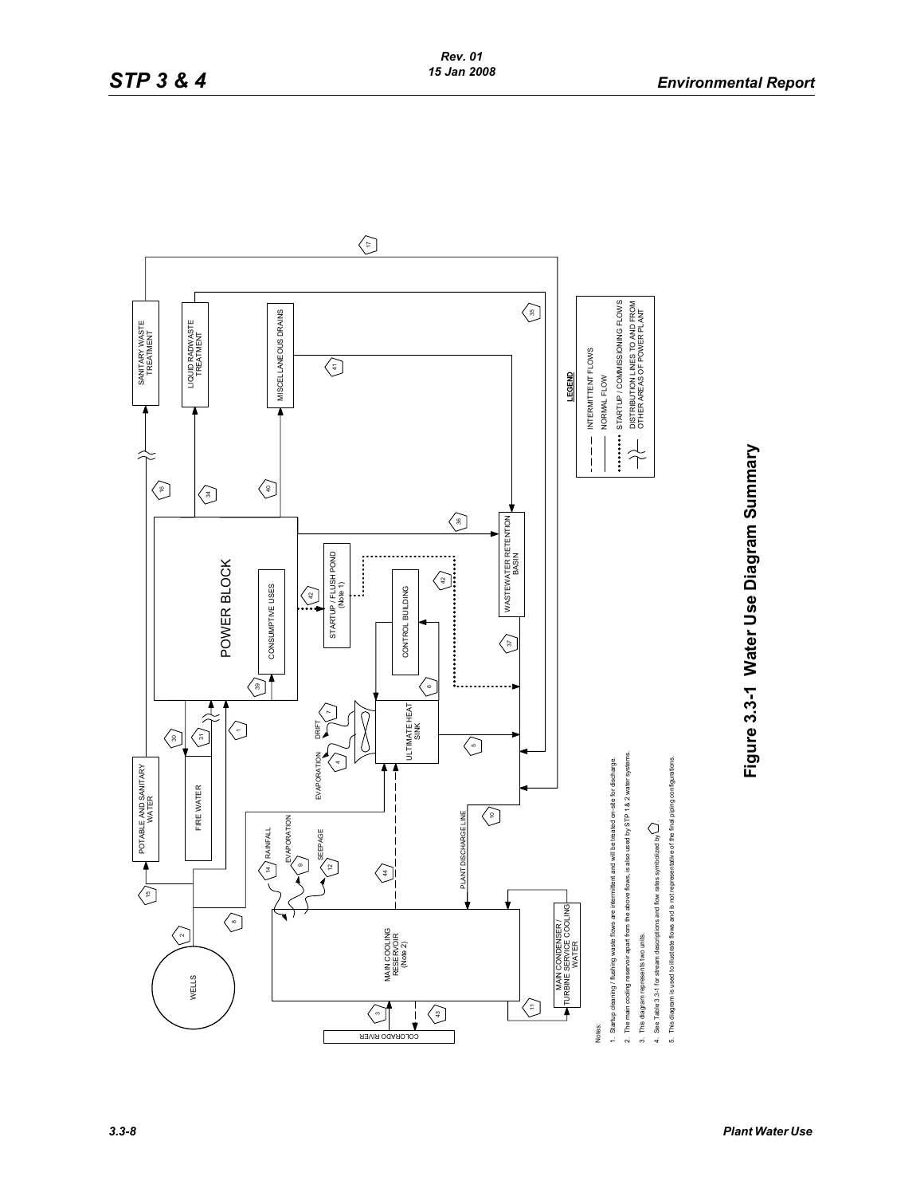LEGEND

- INTERMITTENT FLOWS
- NORMAL FLOW
- STARTUP / COMMISSIONING FLOWS
- DISTRIBUTION LINES TO AND FROM OTHER AREAS OF POWER PLANT

Notes:

1. Startup cleaning / flushing waste flows are intermittent and will be treated on-site for discharge.
2. The main cooling reservoir apart from the above flows, is also used by STP 1 & 2 water systems.
3. This diagram represents two units.
4. See Table 3.3-1 for stream descriptions and flow rates symbolized by ⬠.
5. This diagram is used to illustrate flows and is not representative of the final piping configurations.

**Figure 3.3-1 Water Use Diagram Summary**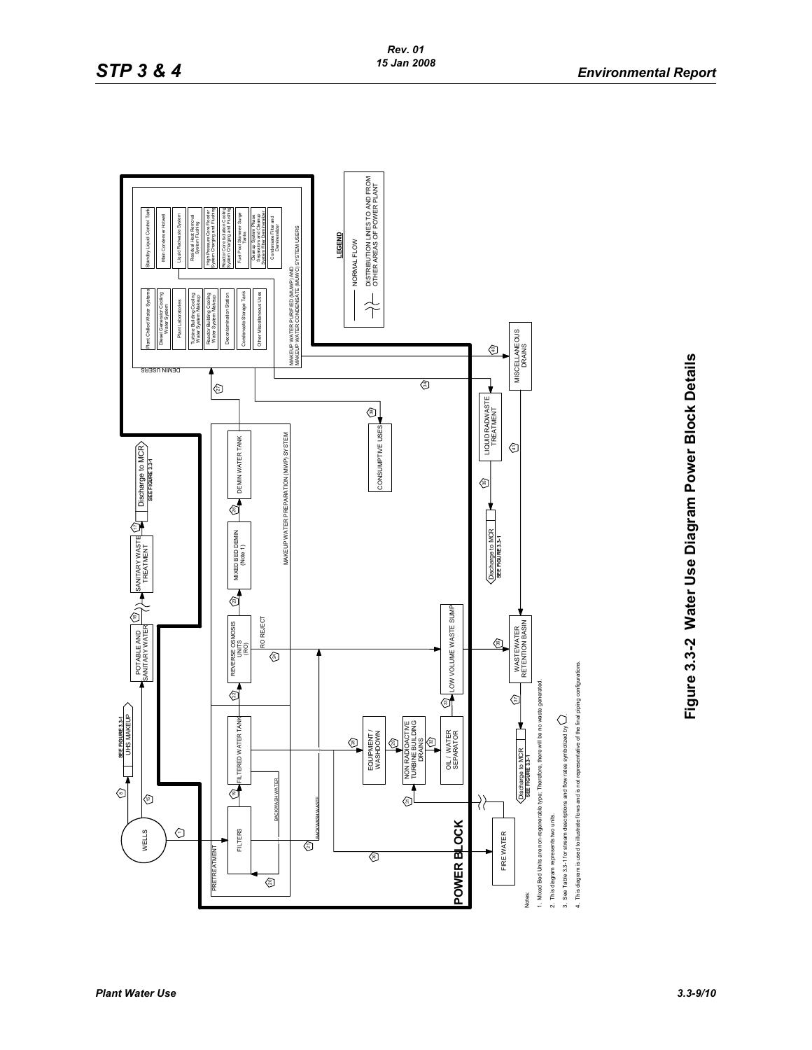POWER BLOCK

WELLS

UHS MAKEUP
SEE FIGURE 3.3-1

POTABLE AND SANITARY WATER

SANITARY WASTE TREATMENT

Discharge to MCR
SEE FIGURE 3.3-1

PRETREATMENT

FILTERS

BACKWASH WATER

BACKWASH WASTE

FILTERED WATER TANK

REVERSE OSMOSIS UNITS (RO)

RO REJECT

MIXED BED DEMIN (Note 1)

DEMIN WATER TANK

MAKEUP WATER PREPARATION (MWP) SYSTEM

CONSUMPTIVE USES

DEMIN USERS

Plant Chilled Water Systems

Diesel Generator Cooling Water System

Plant Laboratories

Turbine Building Cooling Water System Makeup

Reactor Building Cooling Water System Makeup

Decontamination Station

Condensate Storage Tank

Other Miscellaneous Uses

Standby Liquid Control Tank

Main Condenser Hotwell

Liquid Radwaste System

Residual Heat Removal System Flushing

High Pressure Core Flooder System Charging and Flushing

Reactor Core Isolation Cooling System Charging and Flushing

Fuel Pool Skimmer Surge Tanks

Cleanup System Phase Separators and Cleanup System Filter Demineralizer

Condensate Filter and Demineralizer

MAKEUP WATER PURIFIED (MUWP) AND MAKEUP WATER CONDENSATE (MUWC) SYSTEM USERS

LEGEND

NORMAL FLOW

DISTRIBUTION LINES TO AND FROM OTHER AREAS OF POWER PLANT

MISCELLANEOUS DRAINS

LIQUID RADWASTE TREATMENT

Discharge to MCR
SEE FIGURE 3.3-1

EQUIPMENT / WASHDOWN

NON RADIOACTIVE TURBINE BUILDING DRAINS

OIL / WATER SEPARATOR

LOW VOLUME WASTE SUMP

WASTEWATER RETENTION BASIN

Discharge to MCR
SEE FIGURE 3.3-1

FIRE WATER

Notes:

1. Mixed Bed Units are non-regenerable type. Therefore, there will be no waste generated.
2. This diagram represents two units.
3. See Table 3.3-1 for stream descriptions and flow rates symbolized by ⬠.
4. This diagram is used to illustrate flows and is not representative of the final piping configurations.

**Figure 3.3-2 Water Use Diagram Power Block Details**